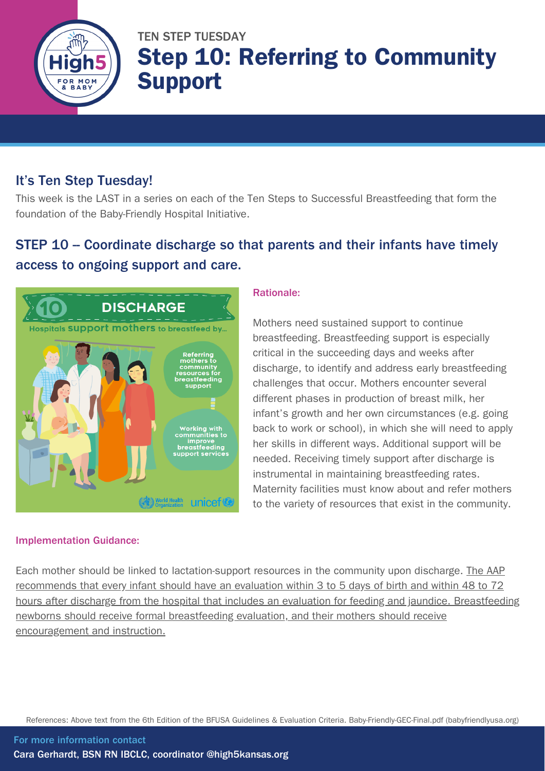TEN STEP TUESDAY

# Step 10: Referring to Community Support

## It's Ten Step Tuesday!

This week is the LAST in a series on each of the Ten Steps to Successful Breastfeeding that form the foundation of the Baby-Friendly Hospital Initiative.

## STEP 10 – Coordinate discharge so that parents and their infants have timely access to ongoing support and care.

### Rationale:

Mothers need sustained support to continue breastfeeding. Breastfeeding support is especially critical in the succeeding days and weeks after discharge, to identify and address early breastfeeding challenges that occur. Mothers encounter several different phases in production of breast milk, her infant's growth and her own circumstances (e.g. going back to work or school), in which she will need to apply her skills in different ways. Additional support will be needed. Receiving timely support after discharge is instrumental in maintaining breastfeeding rates. Maternity facilities must know about and refer mothers to the variety of resources that exist in the community.

### Implementation Guidance:

Each mother should be linked to lactation-support resources in the community upon discharge. The AAP recommends that every infant should have an evaluation within 3 to 5 days of birth and within 48 to 72 hours after discharge from the hospital that includes an evaluation for feeding and jaundice. Breastfeeding newborns should receive formal breastfeeding evaluation, and their mothers should receive encouragement and instruction.

References: Above text from the 6th Edition of the BFUSA Guidelines & Evaluation Criteria. Baby-Friendly-GEC-Final.pdf (babyfriendlyusa.org)

For more information contact
Cara Gerhardt, BSN RN IBCLC, coordinator @high5kansas.org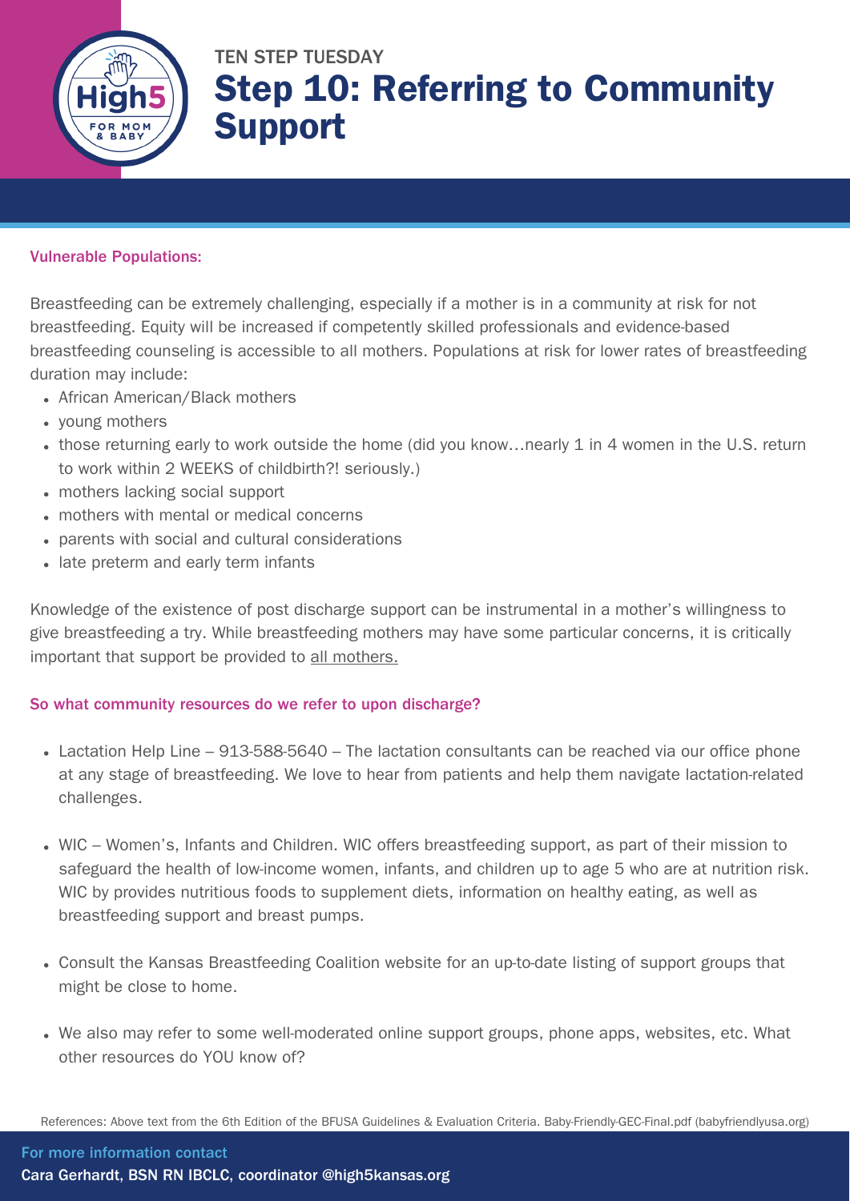TEN STEP TUESDAY

# Step 10: Referring to Community Support

### Vulnerable Populations:

Breastfeeding can be extremely challenging, especially if a mother is in a community at risk for not breastfeeding. Equity will be increased if competently skilled professionals and evidence-based breastfeeding counseling is accessible to all mothers. Populations at risk for lower rates of breastfeeding duration may include:

- African American/Black mothers
- young mothers
- those returning early to work outside the home (did you know…nearly 1 in 4 women in the U.S. return to work within 2 WEEKS of childbirth?! seriously.)
- mothers lacking social support
- mothers with mental or medical concerns
- parents with social and cultural considerations
- late preterm and early term infants

Knowledge of the existence of post discharge support can be instrumental in a mother's willingness to give breastfeeding a try. While breastfeeding mothers may have some particular concerns, it is critically important that support be provided to <u>all mothers.</u>

### So what community resources do we refer to upon discharge?

- Lactation Help Line – 913-588-5640 – The lactation consultants can be reached via our office phone at any stage of breastfeeding. We love to hear from patients and help them navigate lactation-related challenges.

- WIC – Women's, Infants and Children. WIC offers breastfeeding support, as part of their mission to safeguard the health of low-income women, infants, and children up to age 5 who are at nutrition risk. WIC by provides nutritious foods to supplement diets, information on healthy eating, as well as breastfeeding support and breast pumps.

- Consult the Kansas Breastfeeding Coalition website for an up-to-date listing of support groups that might be close to home.

- We also may refer to some well-moderated online support groups, phone apps, websites, etc. What other resources do YOU know of?

References: Above text from the 6th Edition of the BFUSA Guidelines & Evaluation Criteria. Baby-Friendly-GEC-Final.pdf (babyfriendlyusa.org)

For more information contact

Cara Gerhardt, BSN RN IBCLC, coordinator @high5kansas.org